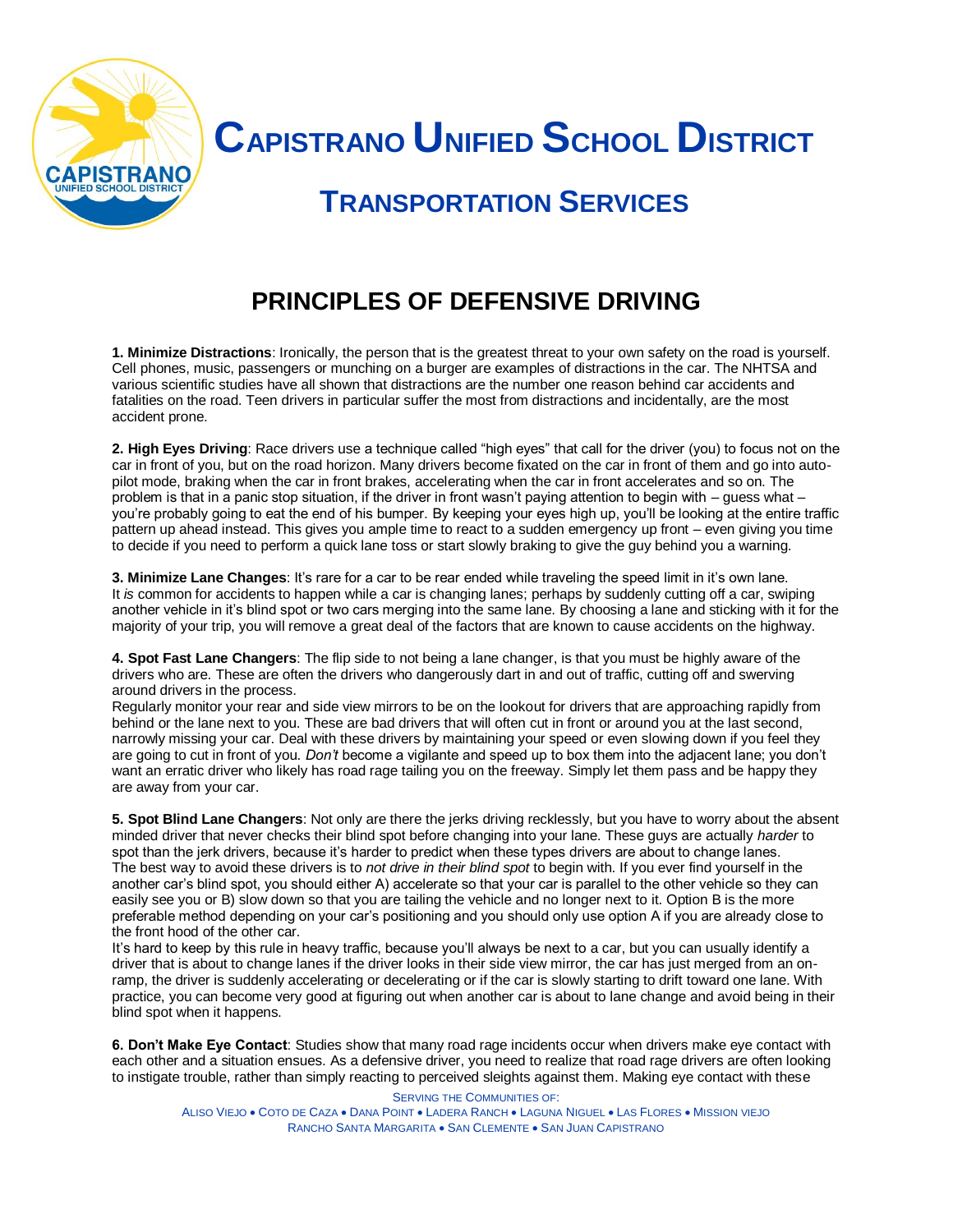// CAPISTRANO UNIFIED SCHOOL DISTRICT

## TRANSPORTATION SERVICES

# PRINCIPLES OF DEFENSIVE DRIVING

**1. Minimize Distractions**: Ironically, the person that is the greatest threat to your own safety on the road is yourself. Cell phones, music, passengers or munching on a burger are examples of distractions in the car. The NHTSA and various scientific studies have all shown that distractions are the number one reason behind car accidents and fatalities on the road. Teen drivers in particular suffer the most from distractions and incidentally, are the most accident prone.

**2. High Eyes Driving**: Race drivers use a technique called "high eyes" that call for the driver (you) to focus not on the car in front of you, but on the road horizon. Many drivers become fixated on the car in front of them and go into auto-pilot mode, braking when the car in front brakes, accelerating when the car in front accelerates and so on. The problem is that in a panic stop situation, if the driver in front wasn't paying attention to begin with – guess what – you're probably going to eat the end of his bumper. By keeping your eyes high up, you'll be looking at the entire traffic pattern up ahead instead. This gives you ample time to react to a sudden emergency up front – even giving you time to decide if you need to perform a quick lane toss or start slowly braking to give the guy behind you a warning.

**3. Minimize Lane Changes**: It's rare for a car to be rear ended while traveling the speed limit in it's own lane. It *is* common for accidents to happen while a car is changing lanes; perhaps by suddenly cutting off a car, swiping another vehicle in it's blind spot or two cars merging into the same lane. By choosing a lane and sticking with it for the majority of your trip, you will remove a great deal of the factors that are known to cause accidents on the highway.

**4. Spot Fast Lane Changers**: The flip side to not being a lane changer, is that you must be highly aware of the drivers who are. These are often the drivers who dangerously dart in and out of traffic, cutting off and swerving around drivers in the process.
Regularly monitor your rear and side view mirrors to be on the lookout for drivers that are approaching rapidly from behind or the lane next to you. These are bad drivers that will often cut in front or around you at the last second, narrowly missing your car. Deal with these drivers by maintaining your speed or even slowing down if you feel they are going to cut in front of you. *Don't* become a vigilante and speed up to box them into the adjacent lane; you don't want an erratic driver who likely has road rage tailing you on the freeway. Simply let them pass and be happy they are away from your car.

**5. Spot Blind Lane Changers**: Not only are there the jerks driving recklessly, but you have to worry about the absent minded driver that never checks their blind spot before changing into your lane. These guys are actually *harder* to spot than the jerk drivers, because it's harder to predict when these types drivers are about to change lanes.
The best way to avoid these drivers is to *not drive in their blind spot* to begin with. If you ever find yourself in the another car's blind spot, you should either A) accelerate so that your car is parallel to the other vehicle so they can easily see you or B) slow down so that you are tailing the vehicle and no longer next to it. Option B is the more preferable method depending on your car's positioning and you should only use option A if you are already close to the front hood of the other car.
It's hard to keep by this rule in heavy traffic, because you'll always be next to a car, but you can usually identify a driver that is about to change lanes if the driver looks in their side view mirror, the car has just merged from an on-ramp, the driver is suddenly accelerating or decelerating or if the car is slowly starting to drift toward one lane. With practice, you can become very good at figuring out when another car is about to lane change and avoid being in their blind spot when it happens.

**6. Don't Make Eye Contact**: Studies show that many road rage incidents occur when drivers make eye contact with each other and a situation ensues. As a defensive driver, you need to realize that road rage drivers are often looking to instigate trouble, rather than simply reacting to perceived sleights against them. Making eye contact with these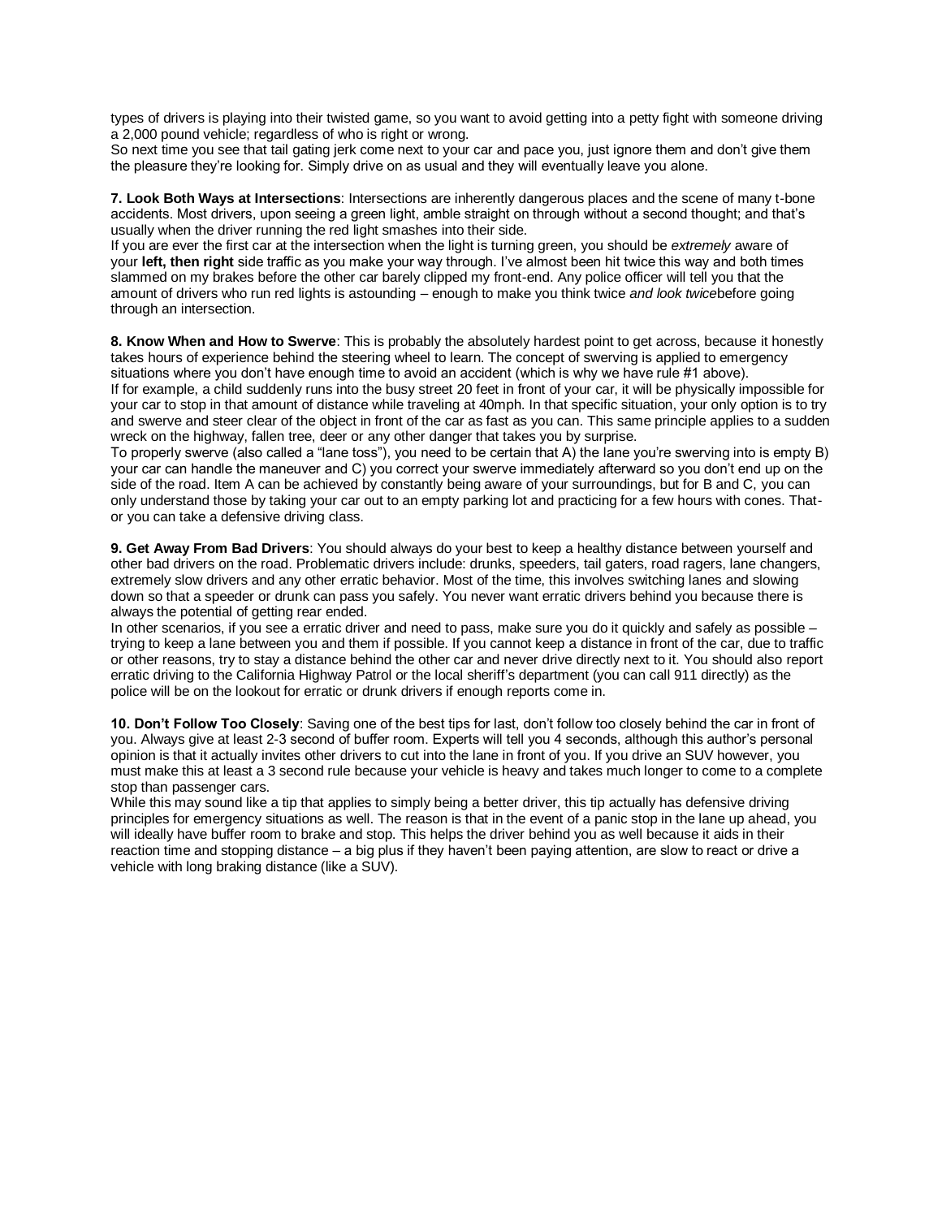types of drivers is playing into their twisted game, so you want to avoid getting into a petty fight with someone driving a 2,000 pound vehicle; regardless of who is right or wrong.
So next time you see that tail gating jerk come next to your car and pace you, just ignore them and don't give them the pleasure they're looking for. Simply drive on as usual and they will eventually leave you alone.

**7. Look Both Ways at Intersections**: Intersections are inherently dangerous places and the scene of many t-bone accidents. Most drivers, upon seeing a green light, amble straight on through without a second thought; and that's usually when the driver running the red light smashes into their side.
If you are ever the first car at the intersection when the light is turning green, you should be *extremely* aware of your **left, then right** side traffic as you make your way through. I've almost been hit twice this way and both times slammed on my brakes before the other car barely clipped my front-end. Any police officer will tell you that the amount of drivers who run red lights is astounding – enough to make you think twice *and look twice*before going through an intersection.

**8. Know When and How to Swerve**: This is probably the absolutely hardest point to get across, because it honestly takes hours of experience behind the steering wheel to learn. The concept of swerving is applied to emergency situations where you don't have enough time to avoid an accident (which is why we have rule #1 above).
If for example, a child suddenly runs into the busy street 20 feet in front of your car, it will be physically impossible for your car to stop in that amount of distance while traveling at 40mph. In that specific situation, your only option is to try and swerve and steer clear of the object in front of the car as fast as you can. This same principle applies to a sudden wreck on the highway, fallen tree, deer or any other danger that takes you by surprise.
To properly swerve (also called a "lane toss"), you need to be certain that A) the lane you're swerving into is empty B) your car can handle the maneuver and C) you correct your swerve immediately afterward so you don't end up on the side of the road. Item A can be achieved by constantly being aware of your surroundings, but for B and C, you can only understand those by taking your car out to an empty parking lot and practicing for a few hours with cones. That- or you can take a defensive driving class.

**9. Get Away From Bad Drivers**: You should always do your best to keep a healthy distance between yourself and other bad drivers on the road. Problematic drivers include: drunks, speeders, tail gaters, road ragers, lane changers, extremely slow drivers and any other erratic behavior. Most of the time, this involves switching lanes and slowing down so that a speeder or drunk can pass you safely. You never want erratic drivers behind you because there is always the potential of getting rear ended.
In other scenarios, if you see a erratic driver and need to pass, make sure you do it quickly and safely as possible – trying to keep a lane between you and them if possible. If you cannot keep a distance in front of the car, due to traffic or other reasons, try to stay a distance behind the other car and never drive directly next to it. You should also report erratic driving to the California Highway Patrol or the local sheriff's department (you can call 911 directly) as the police will be on the lookout for erratic or drunk drivers if enough reports come in.

**10. Don't Follow Too Closely**: Saving one of the best tips for last, don't follow too closely behind the car in front of you. Always give at least 2-3 second of buffer room. Experts will tell you 4 seconds, although this author's personal opinion is that it actually invites other drivers to cut into the lane in front of you. If you drive an SUV however, you must make this at least a 3 second rule because your vehicle is heavy and takes much longer to come to a complete stop than passenger cars.
While this may sound like a tip that applies to simply being a better driver, this tip actually has defensive driving principles for emergency situations as well. The reason is that in the event of a panic stop in the lane up ahead, you will ideally have buffer room to brake and stop. This helps the driver behind you as well because it aids in their reaction time and stopping distance – a big plus if they haven't been paying attention, are slow to react or drive a vehicle with long braking distance (like a SUV).